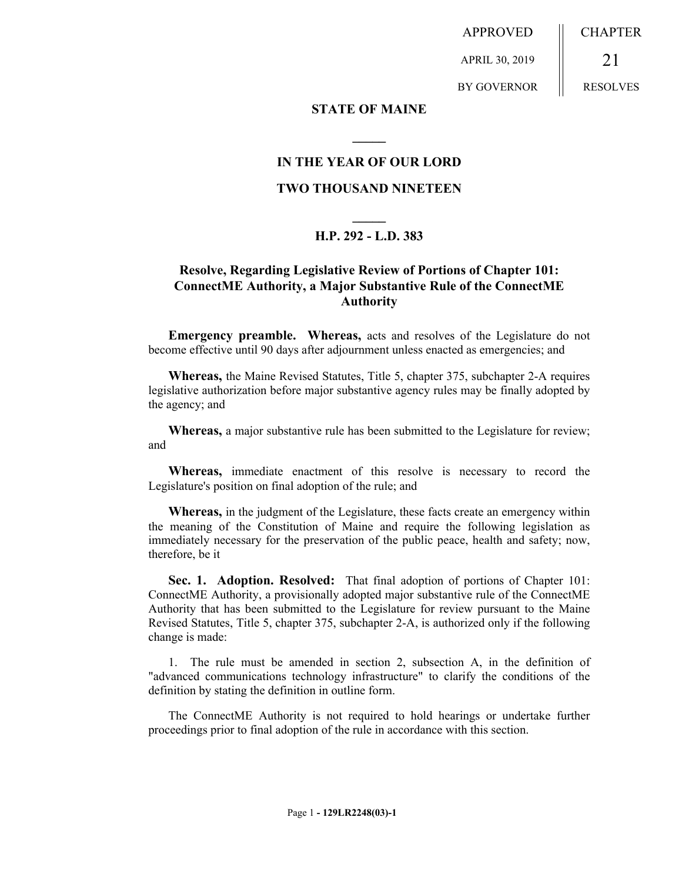APPROVED
APRIL 30, 2019
BY GOVERNOR

CHAPTER
21
RESOLVES

**STATE OF MAINE**

**IN THE YEAR OF OUR LORD**

**TWO THOUSAND NINETEEN**

**H.P. 292 - L.D. 383**

## Resolve, Regarding Legislative Review of Portions of Chapter 101: ConnectME Authority, a Major Substantive Rule of the ConnectME Authority

**Emergency preamble. Whereas,** acts and resolves of the Legislature do not become effective until 90 days after adjournment unless enacted as emergencies; and

**Whereas,** the Maine Revised Statutes, Title 5, chapter 375, subchapter 2-A requires legislative authorization before major substantive agency rules may be finally adopted by the agency; and

**Whereas,** a major substantive rule has been submitted to the Legislature for review; and

**Whereas,** immediate enactment of this resolve is necessary to record the Legislature's position on final adoption of the rule; and

**Whereas,** in the judgment of the Legislature, these facts create an emergency within the meaning of the Constitution of Maine and require the following legislation as immediately necessary for the preservation of the public peace, health and safety; now, therefore, be it

**Sec. 1. Adoption. Resolved:** That final adoption of portions of Chapter 101: ConnectME Authority, a provisionally adopted major substantive rule of the ConnectME Authority that has been submitted to the Legislature for review pursuant to the Maine Revised Statutes, Title 5, chapter 375, subchapter 2-A, is authorized only if the following change is made:

1. The rule must be amended in section 2, subsection A, in the definition of "advanced communications technology infrastructure" to clarify the conditions of the definition by stating the definition in outline form.

The ConnectME Authority is not required to hold hearings or undertake further proceedings prior to final adoption of the rule in accordance with this section.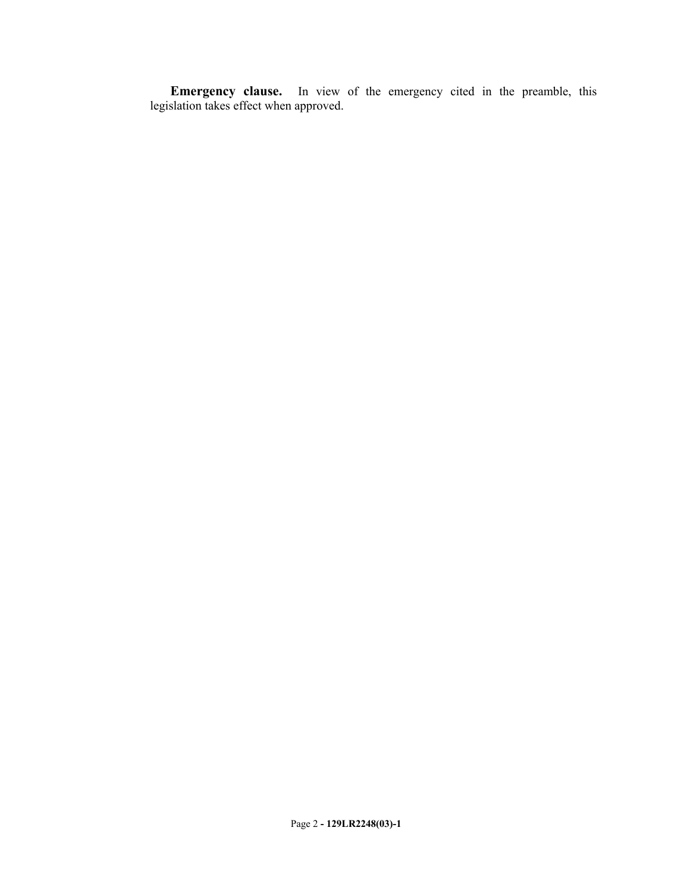**Emergency clause.** In view of the emergency cited in the preamble, this legislation takes effect when approved.